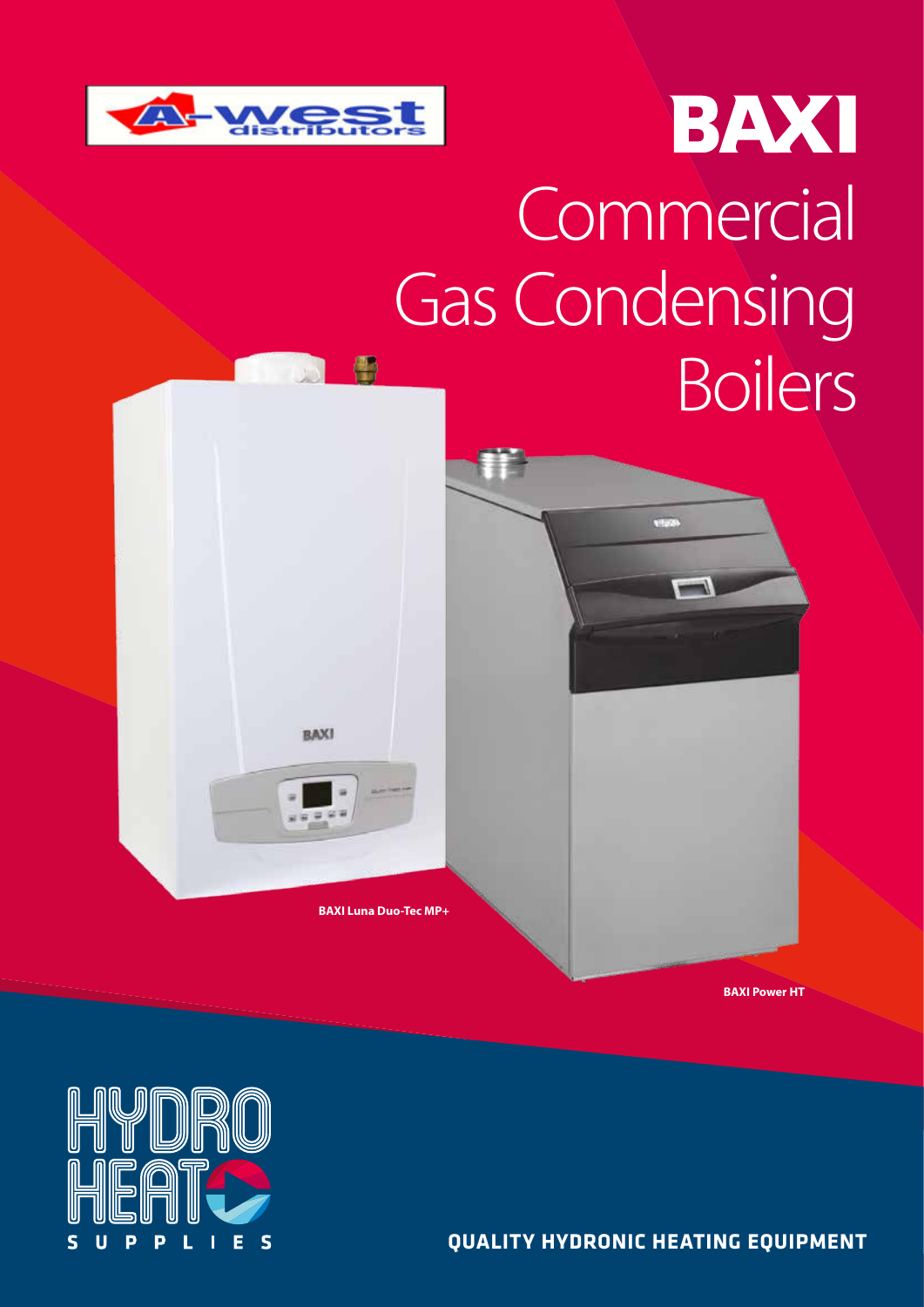A-west distributors

BAXI

# Commercial Gas Condensing Boilers

BAXI Luna Duo-Tec MP+

BAXI Power HT

HYDRO HEAT SUPPLIES

QUALITY HYDRONIC HEATING EQUIPMENT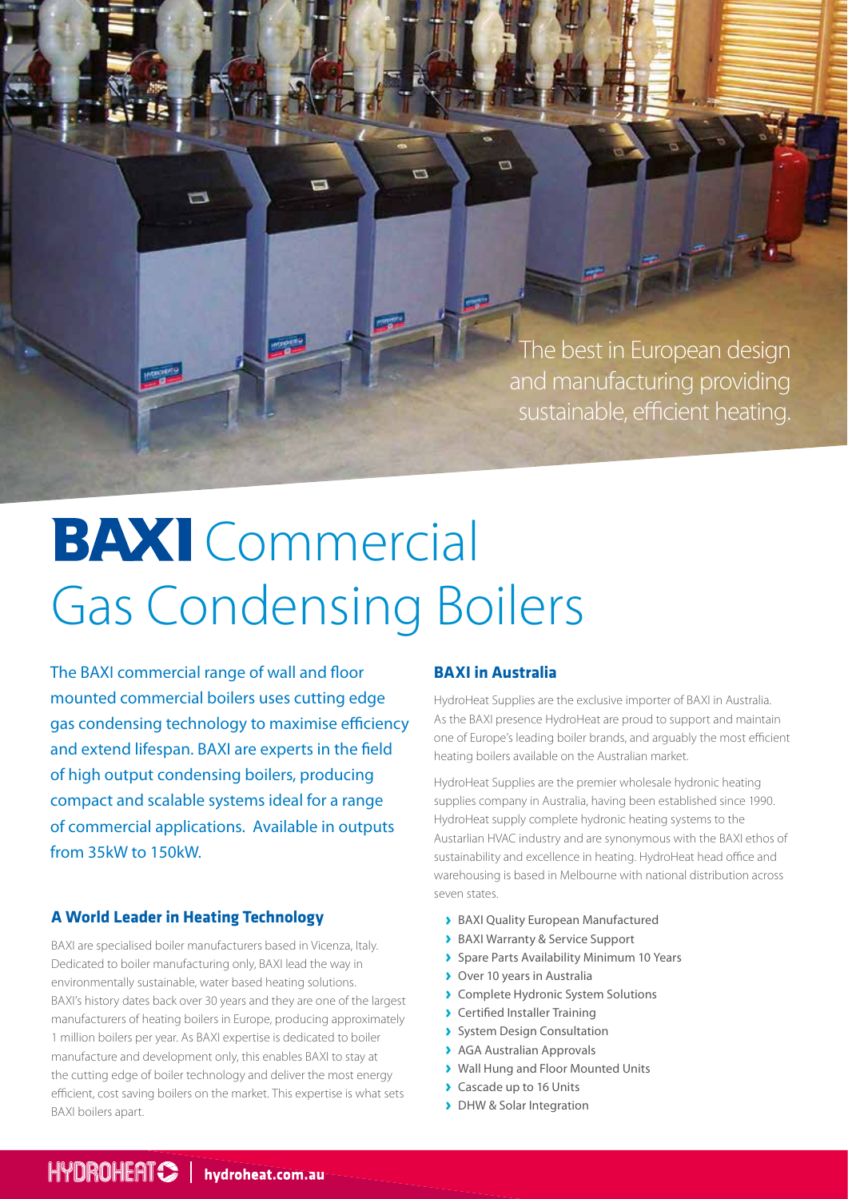The best in European design and manufacturing providing sustainable, efficient heating.

# BAXI Commercial Gas Condensing Boilers

The BAXI commercial range of wall and floor mounted commercial boilers uses cutting edge gas condensing technology to maximise efficiency and extend lifespan. BAXI are experts in the field of high output condensing boilers, producing compact and scalable systems ideal for a range of commercial applications. Available in outputs from 35kW to 150kW.

## A World Leader in Heating Technology

BAXI are specialised boiler manufacturers based in Vicenza, Italy. Dedicated to boiler manufacturing only, BAXI lead the way in environmentally sustainable, water based heating solutions. BAXI's history dates back over 30 years and they are one of the largest manufacturers of heating boilers in Europe, producing approximately 1 million boilers per year. As BAXI expertise is dedicated to boiler manufacture and development only, this enables BAXI to stay at the cutting edge of boiler technology and deliver the most energy efficient, cost saving boilers on the market. This expertise is what sets BAXI boilers apart.

## BAXI in Australia

HydroHeat Supplies are the exclusive importer of BAXI in Australia. As the BAXI presence HydroHeat are proud to support and maintain one of Europe's leading boiler brands, and arguably the most efficient heating boilers available on the Australian market.

HydroHeat Supplies are the premier wholesale hydronic heating supplies company in Australia, having been established since 1990. HydroHeat supply complete hydronic heating systems to the Austarlian HVAC industry and are synonymous with the BAXI ethos of sustainability and excellence in heating. HydroHeat head office and warehousing is based in Melbourne with national distribution across seven states.

- BAXI Quality European Manufactured
- BAXI Warranty & Service Support
- Spare Parts Availability Minimum 10 Years
- Over 10 years in Australia
- Complete Hydronic System Solutions
- Certified Installer Training
- System Design Consultation
- AGA Australian Approvals
- Wall Hung and Floor Mounted Units
- Cascade up to 16 Units
- DHW & Solar Integration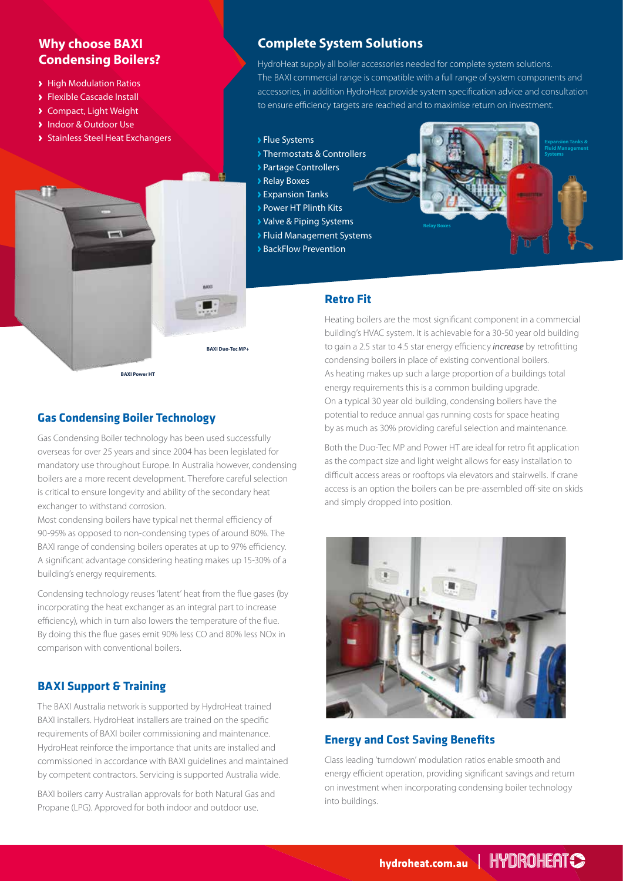## Why choose BAXI Condensing Boilers?

- High Modulation Ratios
- Flexible Cascade Install
- Compact, Light Weight
- Indoor & Outdoor Use
- Stainless Steel Heat Exchangers

BAXI Duo-Tec MP+

BAXI Power HT

## Complete System Solutions

HydroHeat supply all boiler accessories needed for complete system solutions. The BAXI commercial range is compatible with a full range of system components and accessories, in addition HydroHeat provide system specification advice and consultation to ensure efficiency targets are reached and to maximise return on investment.

- Flue Systems
- Thermostats & Controllers
- Partage Controllers
- Relay Boxes
- Expansion Tanks
- Power HT Plinth Kits
- Valve & Piping Systems
- Fluid Management Systems
- BackFlow Prevention

Relay Boxes

Expansion Tanks & Fluid Management Systems

## Gas Condensing Boiler Technology

Gas Condensing Boiler technology has been used successfully overseas for over 25 years and since 2004 has been legislated for mandatory use throughout Europe. In Australia however, condensing boilers are a more recent development. Therefore careful selection is critical to ensure longevity and ability of the secondary heat exchanger to withstand corrosion.

Most condensing boilers have typical net thermal efficiency of 90-95% as opposed to non-condensing types of around 80%. The BAXI range of condensing boilers operates at up to 97% efficiency. A significant advantage considering heating makes up 15-30% of a building's energy requirements.

Condensing technology reuses 'latent' heat from the flue gases (by incorporating the heat exchanger as an integral part to increase efficiency), which in turn also lowers the temperature of the flue. By doing this the flue gases emit 90% less CO and 80% less NOx in comparison with conventional boilers.

## BAXI Support & Training

The BAXI Australia network is supported by HydroHeat trained BAXI installers. HydroHeat installers are trained on the specific requirements of BAXI boiler commissioning and maintenance. HydroHeat reinforce the importance that units are installed and commissioned in accordance with BAXI guidelines and maintained by competent contractors. Servicing is supported Australia wide.

BAXI boilers carry Australian approvals for both Natural Gas and Propane (LPG). Approved for both indoor and outdoor use.

## Retro Fit

Heating boilers are the most significant component in a commercial building's HVAC system. It is achievable for a 30-50 year old building to gain a 2.5 star to 4.5 star energy efficiency ***increase*** by retrofitting condensing boilers in place of existing conventional boilers. As heating makes up such a large proportion of a buildings total energy requirements this is a common building upgrade. On a typical 30 year old building, condensing boilers have the potential to reduce annual gas running costs for space heating by as much as 30% providing careful selection and maintenance.

Both the Duo-Tec MP and Power HT are ideal for retro fit application as the compact size and light weight allows for easy installation to difficult access areas or rooftops via elevators and stairwells. If crane access is an option the boilers can be pre-assembled off-site on skids and simply dropped into position.

## Energy and Cost Saving Benefits

Class leading 'turndown' modulation ratios enable smooth and energy efficient operation, providing significant savings and return on investment when incorporating condensing boiler technology into buildings.

hydroheat.com.au | HYDROHEAT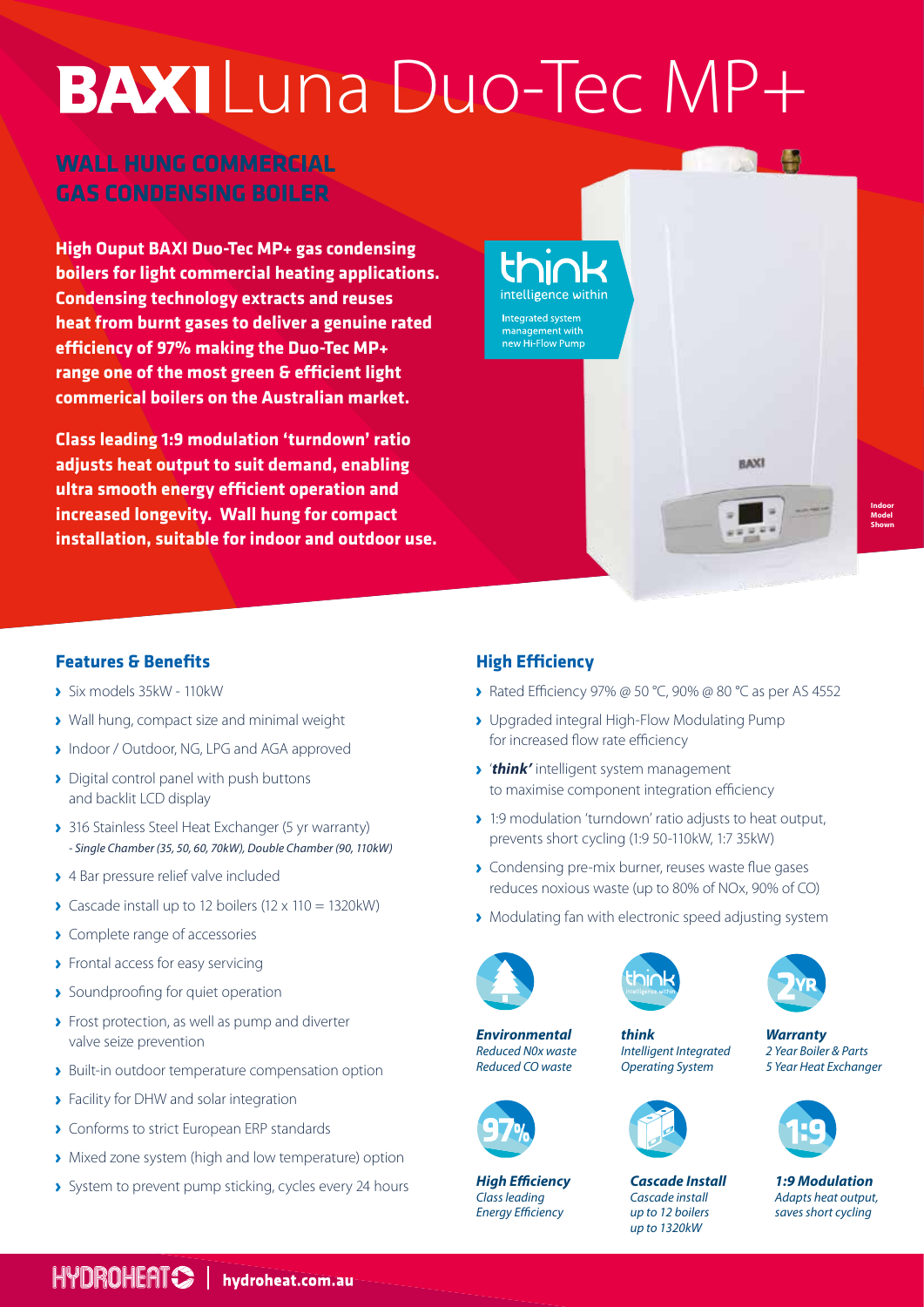# BAXI Luna Duo-Tec MP+

## WALL HUNG COMMERCIAL GAS CONDENSING BOILER

**High Ouput BAXI Duo-Tec MP+ gas condensing boilers for light commercial heating applications. Condensing technology extracts and reuses heat from burnt gases to deliver a genuine rated efficiency of 97% making the Duo-Tec MP+ range one of the most green & efficient light commerical boilers on the Australian market.**

**Class leading 1:9 modulation 'turndown' ratio adjusts heat output to suit demand, enabling ultra smooth energy efficient operation and increased longevity. Wall hung for compact installation, suitable for indoor and outdoor use.**

think intelligence within

Integrated system management with new Hi-Flow Pump

Indoor Model Shown

### Features & Benefits

- Six models 35kW - 110kW
- Wall hung, compact size and minimal weight
- Indoor / Outdoor, NG, LPG and AGA approved
- Digital control panel with push buttons and backlit LCD display
- 316 Stainless Steel Heat Exchanger (5 yr warranty) *- Single Chamber (35, 50, 60, 70kW), Double Chamber (90, 110kW)*
- 4 Bar pressure relief valve included
- Cascade install up to 12 boilers (12 x 110 = 1320kW)
- Complete range of accessories
- Frontal access for easy servicing
- Soundproofing for quiet operation
- Frost protection, as well as pump and diverter valve seize prevention
- Built-in outdoor temperature compensation option
- Facility for DHW and solar integration
- Conforms to strict European ERP standards
- Mixed zone system (high and low temperature) option
- System to prevent pump sticking, cycles every 24 hours

### High Efficiency

- Rated Efficiency 97% @ 50 °C, 90% @ 80 °C as per AS 4552
- Upgraded integral High-Flow Modulating Pump for increased flow rate efficiency
- '***think'*** intelligent system management to maximise component integration efficiency
- 1:9 modulation 'turndown' ratio adjusts to heat output, prevents short cycling (1:9 50-110kW, 1:7 35kW)
- Condensing pre-mix burner, reuses waste flue gases reduces noxious waste (up to 80% of NOx, 90% of CO)
- Modulating fan with electronic speed adjusting system

***Environmental***
*Reduced N0x waste*
*Reduced CO waste*

***think***
*Intelligent Integrated Operating System*

***Warranty***
*2 Year Boiler & Parts*
*5 Year Heat Exchanger*

***High Efficiency***
*Class leading Energy Efficiency*

***Cascade Install***
*Cascade install up to 12 boilers up to 1320kW*

***1:9 Modulation***
*Adapts heat output, saves short cycling*

HYDROHEAT | hydroheat.com.au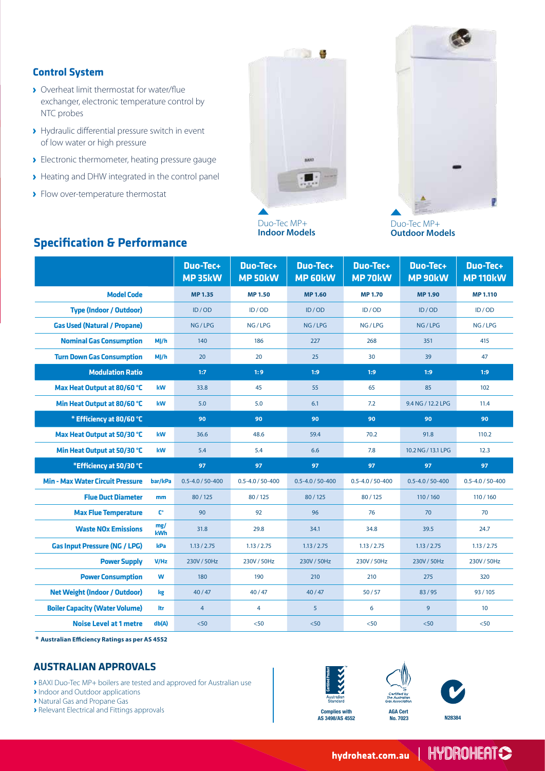## Control System

- Overheat limit thermostat for water/flue exchanger, electronic temperature control by NTC probes
- Hydraulic differential pressure switch in event of low water or high pressure
- Electronic thermometer, heating pressure gauge
- Heating and DHW integrated in the control panel
- Flow over-temperature thermostat

Duo-Tec MP+ **Indoor Models**

Duo-Tec MP+ **Outdoor Models**

## Specification & Performance

| | | Duo-Tec+ MP 35kW | Duo-Tec+ MP 50kW | Duo-Tec+ MP 60kW | Duo-Tec+ MP 70kW | Duo-Tec+ MP 90kW | Duo-Tec+ MP 110kW |
|---|---|---|---|---|---|---|---|
| **Model Code** | | **MP 1.35** | **MP 1.50** | **MP 1.60** | **MP 1.70** | **MP 1.90** | **MP 1.110** |
| **Type (Indoor / Outdoor)** | | ID / OD | ID / OD | ID / OD | ID / OD | ID / OD | ID / OD |
| **Gas Used (Natural / Propane)** | | NG / LPG | NG / LPG | NG / LPG | NG / LPG | NG / LPG | NG / LPG |
| **Nominal Gas Consumption** | MJ/h | 140 | 186 | 227 | 268 | 351 | 415 |
| **Turn Down Gas Consumption** | MJ/h | 20 | 20 | 25 | 30 | 39 | 47 |
| **Modulation Ratio** | | 1:7 | 1:9 | 1:9 | 1:9 | 1:9 | 1:9 |
| **Max Heat Output at 80/60 °C** | kW | 33.8 | 45 | 55 | 65 | 85 | 102 |
| **Min Heat Output at 80/60 °C** | kW | 5.0 | 5.0 | 6.1 | 7.2 | 9.4 NG / 12.2 LPG | 11.4 |
| **\* Efficiency at 80/60 °C** | | 90 | 90 | 90 | 90 | 90 | 90 |
| **Max Heat Output at 50/30 °C** | kW | 36.6 | 48.6 | 59.4 | 70.2 | 91.8 | 110.2 |
| **Min Heat Output at 50/30 °C** | kW | 5.4 | 5.4 | 6.6 | 7.8 | 10.2 NG / 13.1 LPG | 12.3 |
| **\*Efficiency at 50/30 °C** | | 97 | 97 | 97 | 97 | 97 | 97 |
| **Min - Max Water Circuit Pressure** | bar/kPa | 0.5-4.0 / 50-400 | 0.5-4.0 / 50-400 | 0.5-4.0 / 50-400 | 0.5-4.0 / 50-400 | 0.5-4.0 / 50-400 | 0.5-4.0 / 50-400 |
| **Flue Duct Diameter** | mm | 80 / 125 | 80 / 125 | 80 / 125 | 80 / 125 | 110 / 160 | 110 / 160 |
| **Max Flue Temperature** | C° | 90 | 92 | 96 | 76 | 70 | 70 |
| **Waste NOx Emissions** | mg/kWh | 31.8 | 29.8 | 34.1 | 34.8 | 39.5 | 24.7 |
| **Gas Input Pressure (NG / LPG)** | kPa | 1.13 / 2.75 | 1.13 / 2.75 | 1.13 / 2.75 | 1.13 / 2.75 | 1.13 / 2.75 | 1.13 / 2.75 |
| **Power Supply** | V/Hz | 230V / 50Hz | 230V / 50Hz | 230V / 50Hz | 230V / 50Hz | 230V / 50Hz | 230V / 50Hz |
| **Power Consumption** | W | 180 | 190 | 210 | 210 | 275 | 320 |
| **Net Weight (Indoor / Outdoor)** | kg | 40 / 47 | 40 / 47 | 40 / 47 | 50 / 57 | 83 / 95 | 93 / 105 |
| **Boiler Capacity (Water Volume)** | ltr | 4 | 4 | 5 | 6 | 9 | 10 |
| **Noise Level at 1 metre** | db(A) | <50 | <50 | <50 | <50 | <50 | <50 |

**\* Australian Efficiency Ratings as per AS 4552**

## AUSTRALIAN APPROVALS

- BAXI Duo-Tec MP+ boilers are tested and approved for Australian use
- Indoor and Outdoor applications
- Natural Gas and Propane Gas
- Relevant Electrical and Fittings approvals

Certified Product – Australian Standard
**Complies with AS 3498/AS 4552**

Certified by The Australian Gas Association
**AGA Cert No. 7023**

**N28384**

hydroheat.com.au | HYDROHEAT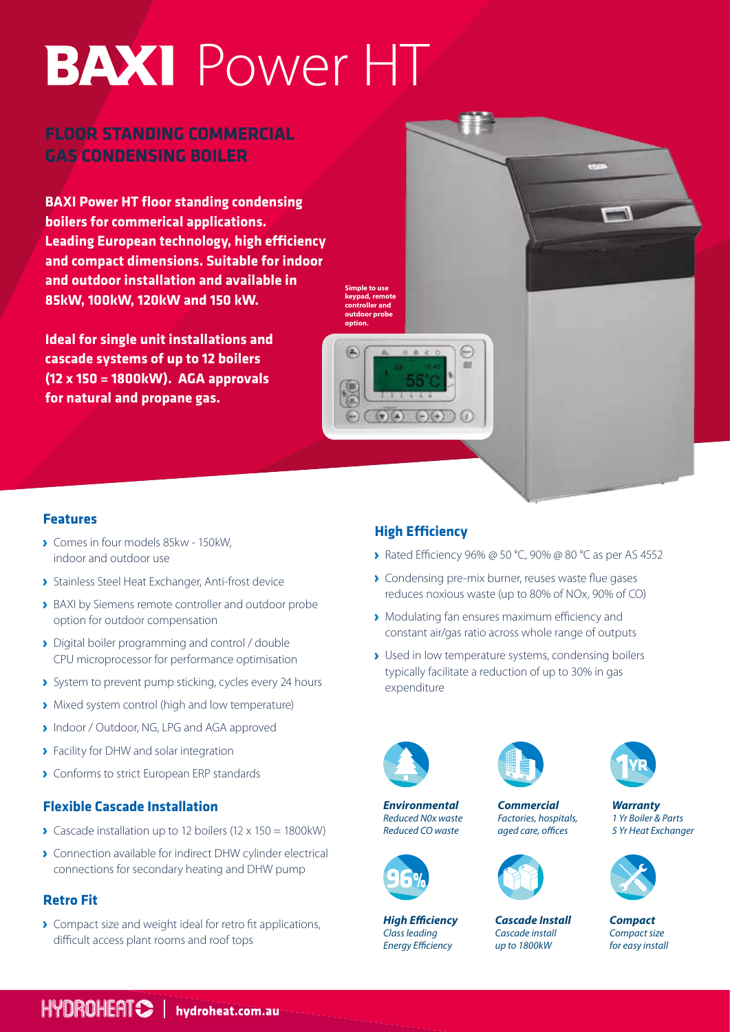# BAXI Power HT

## FLOOR STANDING COMMERCIAL GAS CONDENSING BOILER

**BAXI Power HT floor standing condensing boilers for commerical applications. Leading European technology, high efficiency and compact dimensions. Suitable for indoor and outdoor installation and available in 85kW, 100kW, 120kW and 150 kW.**

**Ideal for single unit installations and cascade systems of up to 12 boilers (12 x 150 = 1800kW). AGA approvals for natural and propane gas.**

**Simple to use keypad, remote controller and outdoor probe option.**

### Features

- Comes in four models 85kw - 150kW, indoor and outdoor use
- Stainless Steel Heat Exchanger, Anti-frost device
- BAXI by Siemens remote controller and outdoor probe option for outdoor compensation
- Digital boiler programming and control / double CPU microprocessor for performance optimisation
- System to prevent pump sticking, cycles every 24 hours
- Mixed system control (high and low temperature)
- Indoor / Outdoor, NG, LPG and AGA approved
- Facility for DHW and solar integration
- Conforms to strict European ERP standards

### Flexible Cascade Installation

- Cascade installation up to 12 boilers (12 x 150 = 1800kW)
- Connection available for indirect DHW cylinder electrical connections for secondary heating and DHW pump

### Retro Fit

- Compact size and weight ideal for retro fit applications, difficult access plant rooms and roof tops

### High Efficiency

- Rated Efficiency 96% @ 50 °C, 90% @ 80 °C as per AS 4552
- Condensing pre-mix burner, reuses waste flue gases reduces noxious waste (up to 80% of NOx, 90% of CO)
- Modulating fan ensures maximum efficiency and constant air/gas ratio across whole range of outputs
- Used in low temperature systems, condensing boilers typically facilitate a reduction of up to 30% in gas expenditure

***Environmental***
*Reduced N0x waste*
*Reduced CO waste*

***Commercial***
*Factories, hospitals, aged care, offices*

***Warranty***
*1 Yr Boiler & Parts*
*5 Yr Heat Exchanger*

***High Efficiency***
*Class leading Energy Efficiency*

***Cascade Install***
*Cascade install up to 1800kW*

***Compact***
*Compact size for easy install*

HYDROHEAT | hydroheat.com.au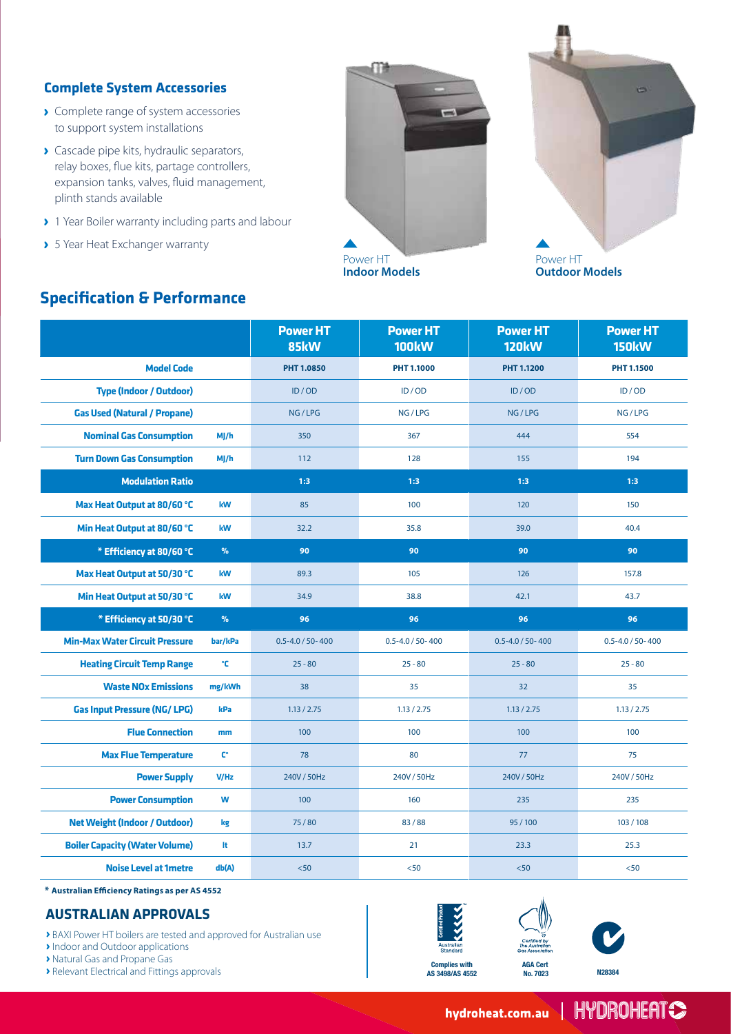## Complete System Accessories

- Complete range of system accessories to support system installations
- Cascade pipe kits, hydraulic separators, relay boxes, flue kits, partage controllers, expansion tanks, valves, fluid management, plinth stands available
- 1 Year Boiler warranty including parts and labour
- 5 Year Heat Exchanger warranty

Power HT **Indoor Models**

Power HT **Outdoor Models**

## Specification & Performance

| | | Power HT 85kW | Power HT 100kW | Power HT 120kW | Power HT 150kW |
|---|---|---|---|---|---|
| **Model Code** | | PHT 1.0850 | PHT 1.1000 | PHT 1.1200 | PHT 1.1500 |
| **Type (Indoor / Outdoor)** | | ID / OD | ID / OD | ID / OD | ID / OD |
| **Gas Used (Natural / Propane)** | | NG / LPG | NG / LPG | NG / LPG | NG / LPG |
| **Nominal Gas Consumption** | MJ/h | 350 | 367 | 444 | 554 |
| **Turn Down Gas Consumption** | MJ/h | 112 | 128 | 155 | 194 |
| **Modulation Ratio** | | 1:3 | 1:3 | 1:3 | 1:3 |
| **Max Heat Output at 80/60 °C** | kW | 85 | 100 | 120 | 150 |
| **Min Heat Output at 80/60 °C** | kW | 32.2 | 35.8 | 39.0 | 40.4 |
| **\* Efficiency at 80/60 °C** | % | 90 | 90 | 90 | 90 |
| **Max Heat Output at 50/30 °C** | kW | 89.3 | 105 | 126 | 157.8 |
| **Min Heat Output at 50/30 °C** | kW | 34.9 | 38.8 | 42.1 | 43.7 |
| **\* Efficiency at 50/30 °C** | % | 96 | 96 | 96 | 96 |
| **Min-Max Water Circuit Pressure** | bar/kPa | 0.5-4.0 / 50- 400 | 0.5-4.0 / 50- 400 | 0.5-4.0 / 50- 400 | 0.5-4.0 / 50- 400 |
| **Heating Circuit Temp Range** | °C | 25 - 80 | 25 - 80 | 25 - 80 | 25 - 80 |
| **Waste NOx Emissions** | mg/kWh | 38 | 35 | 32 | 35 |
| **Gas Input Pressure (NG/ LPG)** | kPa | 1.13 / 2.75 | 1.13 / 2.75 | 1.13 / 2.75 | 1.13 / 2.75 |
| **Flue Connection** | mm | 100 | 100 | 100 | 100 |
| **Max Flue Temperature** | C° | 78 | 80 | 77 | 75 |
| **Power Supply** | V/Hz | 240V / 50Hz | 240V / 50Hz | 240V / 50Hz | 240V / 50Hz |
| **Power Consumption** | W | 100 | 160 | 235 | 235 |
| **Net Weight (Indoor / Outdoor)** | kg | 75 / 80 | 83 / 88 | 95 / 100 | 103 / 108 |
| **Boiler Capacity (Water Volume)** | lt | 13.7 | 21 | 23.3 | 25.3 |
| **Noise Level at 1metre** | db(A) | <50 | <50 | <50 | <50 |

**\* Australian Efficiency Ratings as per AS 4552**

## AUSTRALIAN APPROVALS

- BAXI Power HT boilers are tested and approved for Australian use
- Indoor and Outdoor applications
- Natural Gas and Propane Gas
- Relevant Electrical and Fittings approvals

Complies with AS 3498/AS 4552

AGA Cert No. 7023

N28384

hydroheat.com.au | HYDROHEAT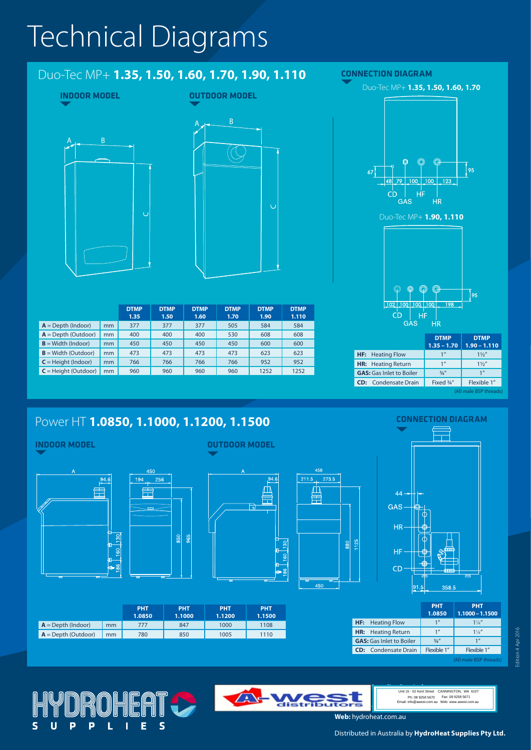# Technical Diagrams

## Duo-Tec MP+ **1.35, 1.50, 1.60, 1.70, 1.90, 1.110**

**INDOOR MODEL**

A B C

**OUTDOOR MODEL**

A B C

| | | DTMP 1.35 | DTMP 1.50 | DTMP 1.60 | DTMP 1.70 | DTMP 1.90 | DTMP 1.110 |
|---|---|---|---|---|---|---|---|
| **A** = Depth (Indoor) | mm | 377 | 377 | 377 | 505 | 584 | 584 |
| **A** = Depth (Outdoor) | mm | 400 | 400 | 400 | 530 | 608 | 608 |
| **B** = Width (Indoor) | mm | 450 | 450 | 450 | 450 | 600 | 600 |
| **B** = Width (Outdoor) | mm | 473 | 473 | 473 | 473 | 623 | 623 |
| **C** = Height (Indoor) | mm | 766 | 766 | 766 | 766 | 952 | 952 |
| **C** = Height (Outdoor) | mm | 960 | 960 | 960 | 960 | 1252 | 1252 |

### CONNECTION DIAGRAM

Duo-Tec MP+ **1.35, 1.50, 1.60, 1.70**

67 95 48 79 100 100 123

CD GAS HF HR

Duo-Tec MP+ **1.90, 1.110**

95 102 100 100 100 198

CD GAS HF HR

| | DTMP 1.35 – 1.70 | DTMP 1.90 – 1.110 |
|---|---|---|
| **HF:** Heating Flow | 1″ | 1½″ |
| **HR:** Heating Return | 1″ | 1½″ |
| **GAS:** Gas Inlet to Boiler | ¾″ | 1″ |
| **CD:** Condensate Drain | Fixed ¾″ | Flexible 1″ |

(All male BSP threads)

## Power HT **1.0850, 1.1000, 1.1200, 1.1500**

**INDOOR MODEL**

A 94.6 130 160 186 450 194 256 850 965

**OUTDOOR MODEL**

A 94.6 130 160 186 458 211.5 273.5 880 1125 450

| | | PHT 1.0850 | PHT 1.1000 | PHT 1.1200 | PHT 1.1500 |
|---|---|---|---|---|---|
| **A** = Depth (Indoor) | mm | 777 | 847 | 1000 | 1108 |
| **A** = Depth (Outdoor) | mm | 780 | 850 | 1005 | 1110 |

### CONNECTION DIAGRAM

44 GAS HR HF CD 91.5 358.5

| | PHT 1.0850 | PHT 1.1000 – 1.1500 |
|---|---|---|
| **HF:** Heating Flow | 1″ | 1¼″ |
| **HR:** Heating Return | 1″ | 1¼″ |
| **GAS:** Gas Inlet to Boiler | ¾″ | 1″ |
| **CD:** Condensate Drain | Flexible 1″ | Flexible 1″ |

(All male BSP threads)

Edition 4 Apr 2016

HYDROHEAT SUPPLIES

A-west distributors

Unit 15 - 52 Kent Street CANNINGTON, WA 6107
Ph: 08 9258 5670 Fax: 08 9258 5671
Email: info@awest.com.au Web: www.awest.com.au

**Web:** hydroheat.com.au

Distributed in Australia by **HydroHeat Supplies Pty Ltd.**